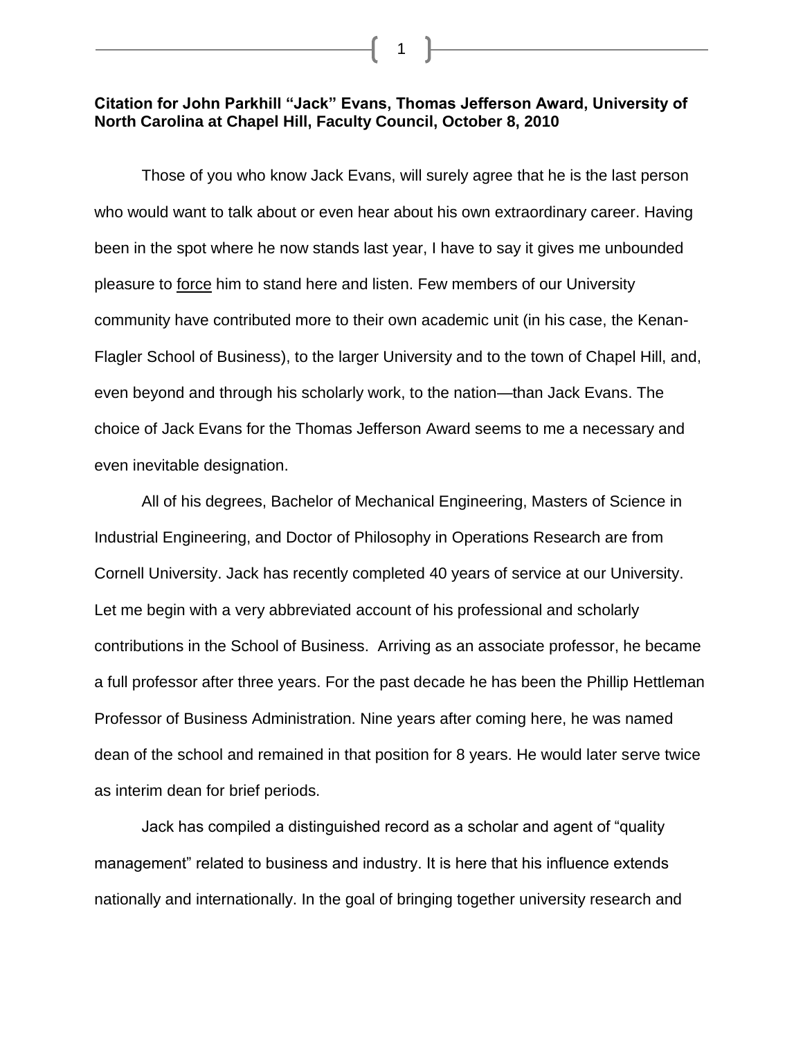**Citation for John Parkhill "Jack" Evans, Thomas Jefferson Award, University of North Carolina at Chapel Hill, Faculty Council, October 8, 2010**

Those of you who know Jack Evans, will surely agree that he is the last person who would want to talk about or even hear about his own extraordinary career. Having been in the spot where he now stands last year, I have to say it gives me unbounded pleasure to <u>force</u> him to stand here and listen. Few members of our University community have contributed more to their own academic unit (in his case, the Kenan-Flagler School of Business), to the larger University and to the town of Chapel Hill, and, even beyond and through his scholarly work, to the nation—than Jack Evans. The choice of Jack Evans for the Thomas Jefferson Award seems to me a necessary and even inevitable designation.

All of his degrees, Bachelor of Mechanical Engineering, Masters of Science in Industrial Engineering, and Doctor of Philosophy in Operations Research are from Cornell University. Jack has recently completed 40 years of service at our University. Let me begin with a very abbreviated account of his professional and scholarly contributions in the School of Business. Arriving as an associate professor, he became a full professor after three years. For the past decade he has been the Phillip Hettleman Professor of Business Administration. Nine years after coming here, he was named dean of the school and remained in that position for 8 years. He would later serve twice as interim dean for brief periods.

Jack has compiled a distinguished record as a scholar and agent of "quality management" related to business and industry. It is here that his influence extends nationally and internationally. In the goal of bringing together university research and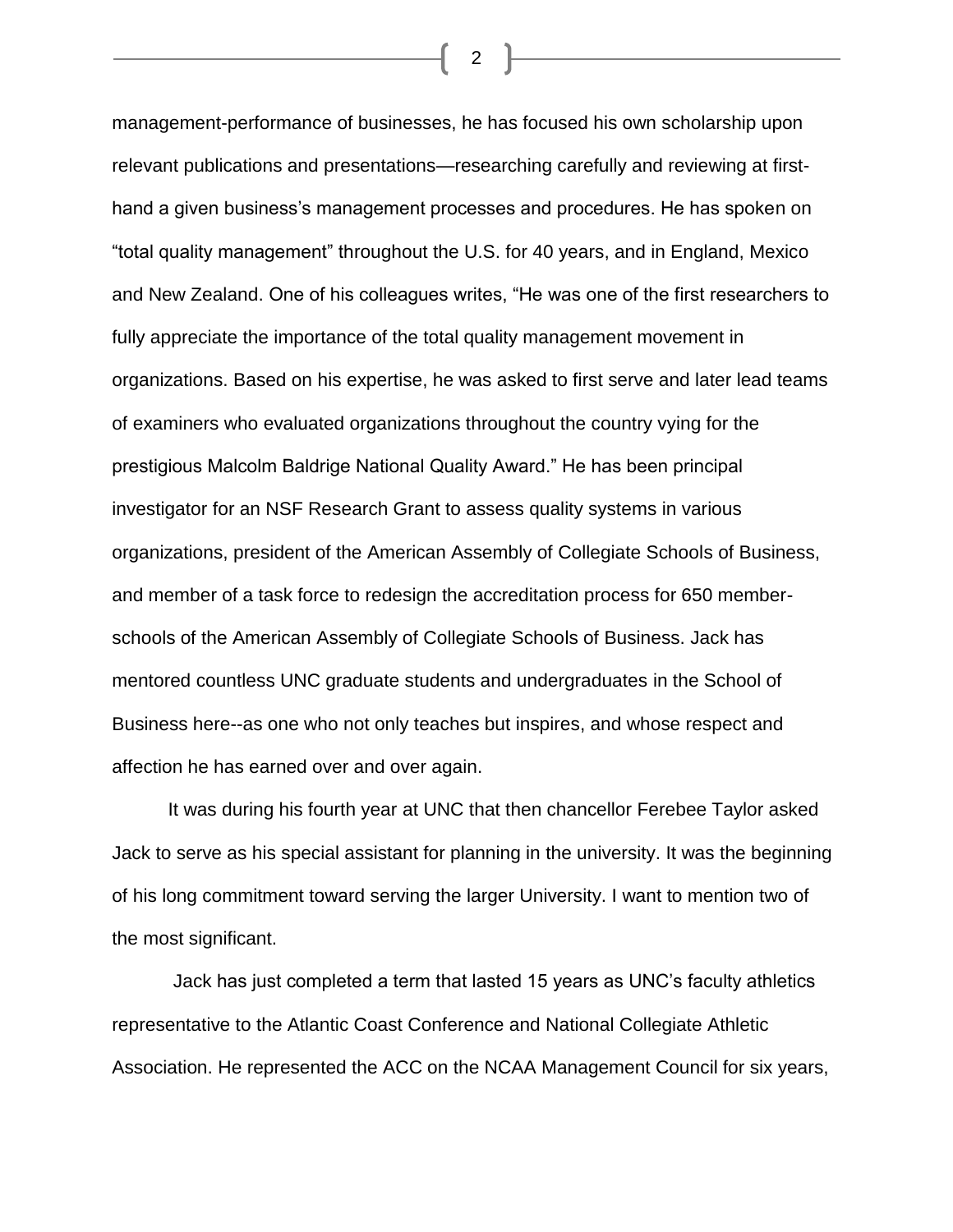management-performance of businesses, he has focused his own scholarship upon relevant publications and presentations—researching carefully and reviewing at first-hand a given business's management processes and procedures. He has spoken on "total quality management" throughout the U.S. for 40 years, and in England, Mexico and New Zealand. One of his colleagues writes, "He was one of the first researchers to fully appreciate the importance of the total quality management movement in organizations. Based on his expertise, he was asked to first serve and later lead teams of examiners who evaluated organizations throughout the country vying for the prestigious Malcolm Baldrige National Quality Award." He has been principal investigator for an NSF Research Grant to assess quality systems in various organizations, president of the American Assembly of Collegiate Schools of Business, and member of a task force to redesign the accreditation process for 650 member-schools of the American Assembly of Collegiate Schools of Business. Jack has mentored countless UNC graduate students and undergraduates in the School of Business here--as one who not only teaches but inspires, and whose respect and affection he has earned over and over again.

It was during his fourth year at UNC that then chancellor Ferebee Taylor asked Jack to serve as his special assistant for planning in the university. It was the beginning of his long commitment toward serving the larger University. I want to mention two of the most significant.

Jack has just completed a term that lasted 15 years as UNC's faculty athletics representative to the Atlantic Coast Conference and National Collegiate Athletic Association. He represented the ACC on the NCAA Management Council for six years,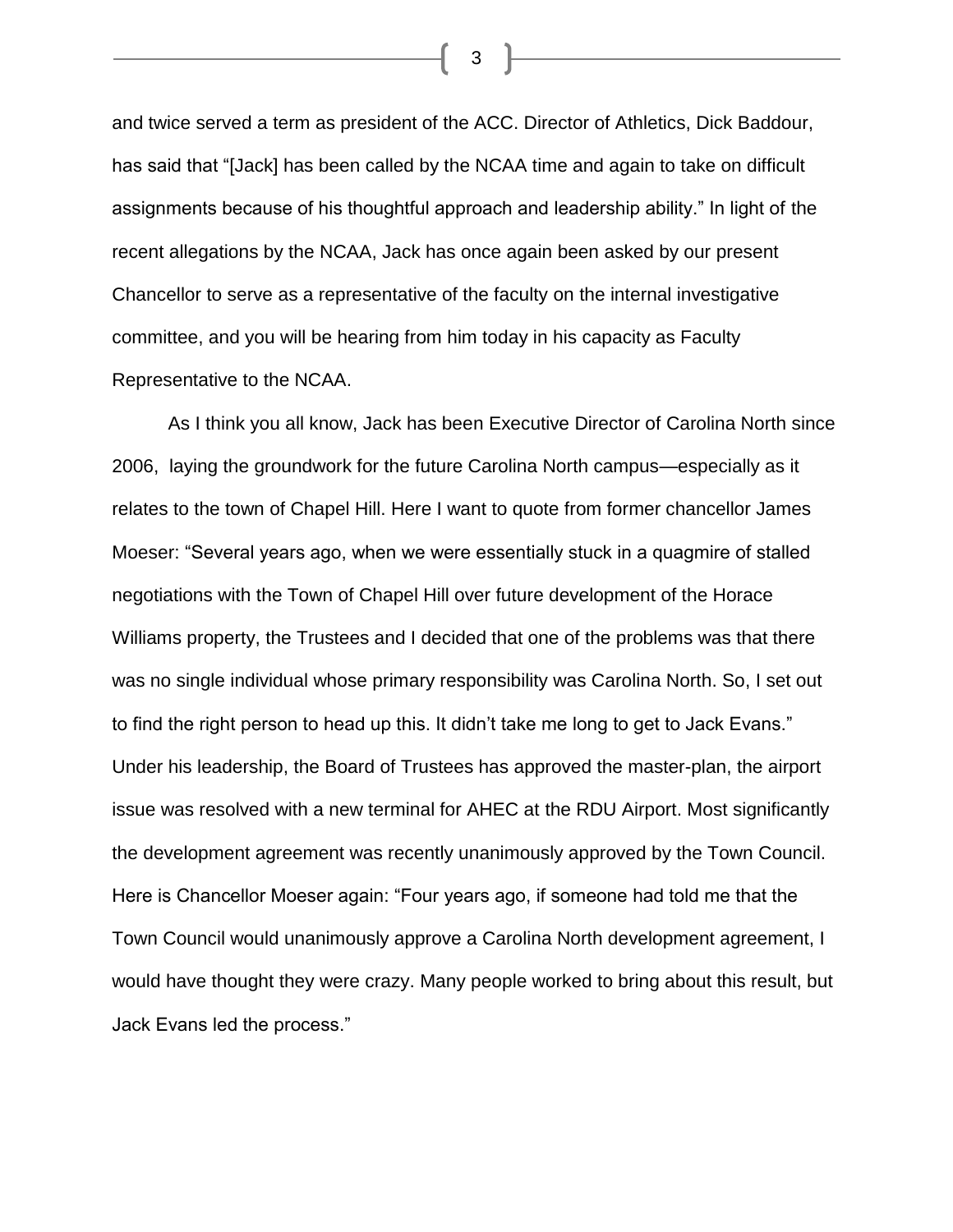and twice served a term as president of the ACC. Director of Athletics, Dick Baddour, has said that "[Jack] has been called by the NCAA time and again to take on difficult assignments because of his thoughtful approach and leadership ability." In light of the recent allegations by the NCAA, Jack has once again been asked by our present Chancellor to serve as a representative of the faculty on the internal investigative committee, and you will be hearing from him today in his capacity as Faculty Representative to the NCAA.

As I think you all know, Jack has been Executive Director of Carolina North since 2006, laying the groundwork for the future Carolina North campus—especially as it relates to the town of Chapel Hill. Here I want to quote from former chancellor James Moeser: "Several years ago, when we were essentially stuck in a quagmire of stalled negotiations with the Town of Chapel Hill over future development of the Horace Williams property, the Trustees and I decided that one of the problems was that there was no single individual whose primary responsibility was Carolina North. So, I set out to find the right person to head up this. It didn't take me long to get to Jack Evans." Under his leadership, the Board of Trustees has approved the master-plan, the airport issue was resolved with a new terminal for AHEC at the RDU Airport. Most significantly the development agreement was recently unanimously approved by the Town Council. Here is Chancellor Moeser again: "Four years ago, if someone had told me that the Town Council would unanimously approve a Carolina North development agreement, I would have thought they were crazy. Many people worked to bring about this result, but Jack Evans led the process."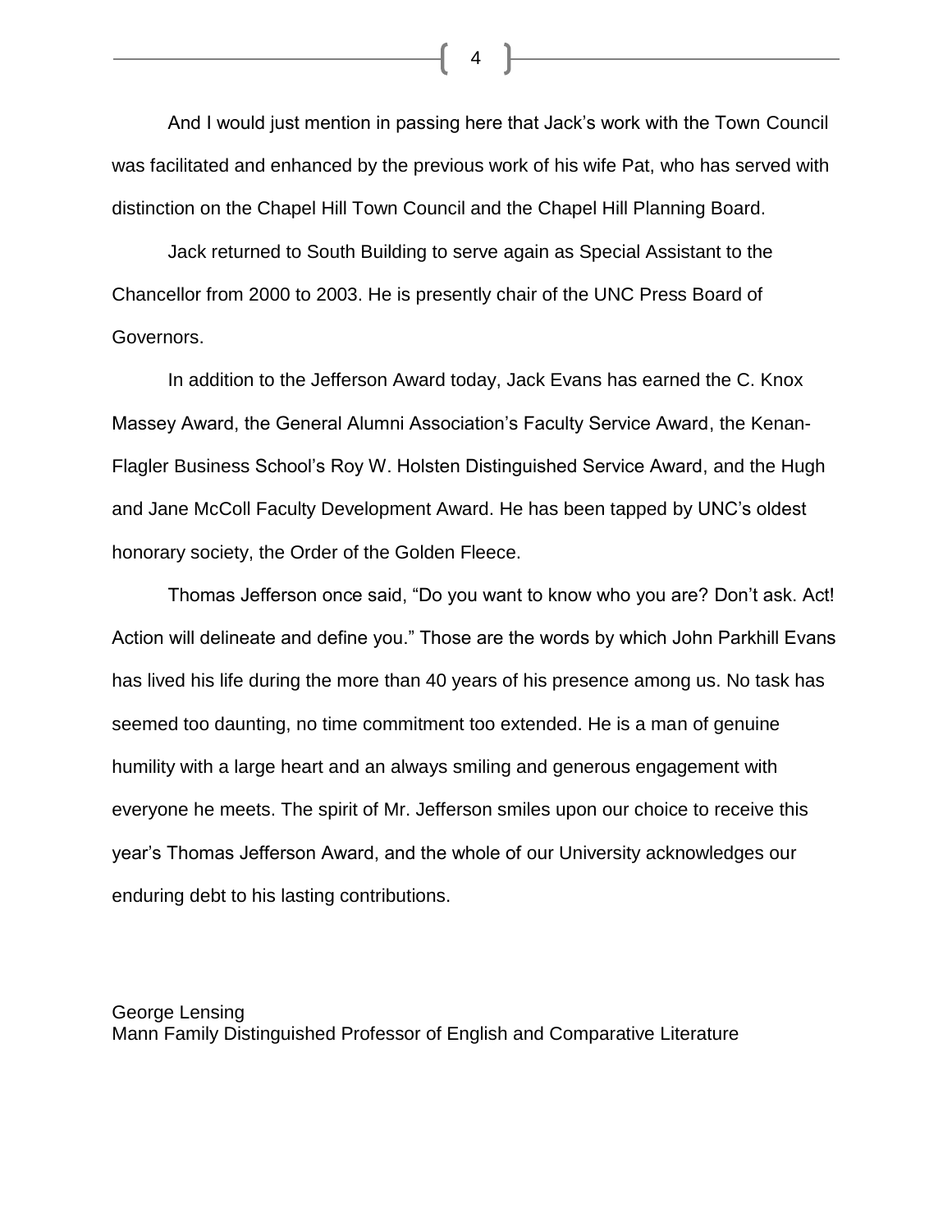And I would just mention in passing here that Jack's work with the Town Council was facilitated and enhanced by the previous work of his wife Pat, who has served with distinction on the Chapel Hill Town Council and the Chapel Hill Planning Board.

Jack returned to South Building to serve again as Special Assistant to the Chancellor from 2000 to 2003. He is presently chair of the UNC Press Board of Governors.

In addition to the Jefferson Award today, Jack Evans has earned the C. Knox Massey Award, the General Alumni Association's Faculty Service Award, the Kenan-Flagler Business School's Roy W. Holsten Distinguished Service Award, and the Hugh and Jane McColl Faculty Development Award. He has been tapped by UNC's oldest honorary society, the Order of the Golden Fleece.

Thomas Jefferson once said, "Do you want to know who you are? Don't ask. Act! Action will delineate and define you." Those are the words by which John Parkhill Evans has lived his life during the more than 40 years of his presence among us. No task has seemed too daunting, no time commitment too extended. He is a man of genuine humility with a large heart and an always smiling and generous engagement with everyone he meets. The spirit of Mr. Jefferson smiles upon our choice to receive this year's Thomas Jefferson Award, and the whole of our University acknowledges our enduring debt to his lasting contributions.

George Lensing
Mann Family Distinguished Professor of English and Comparative Literature